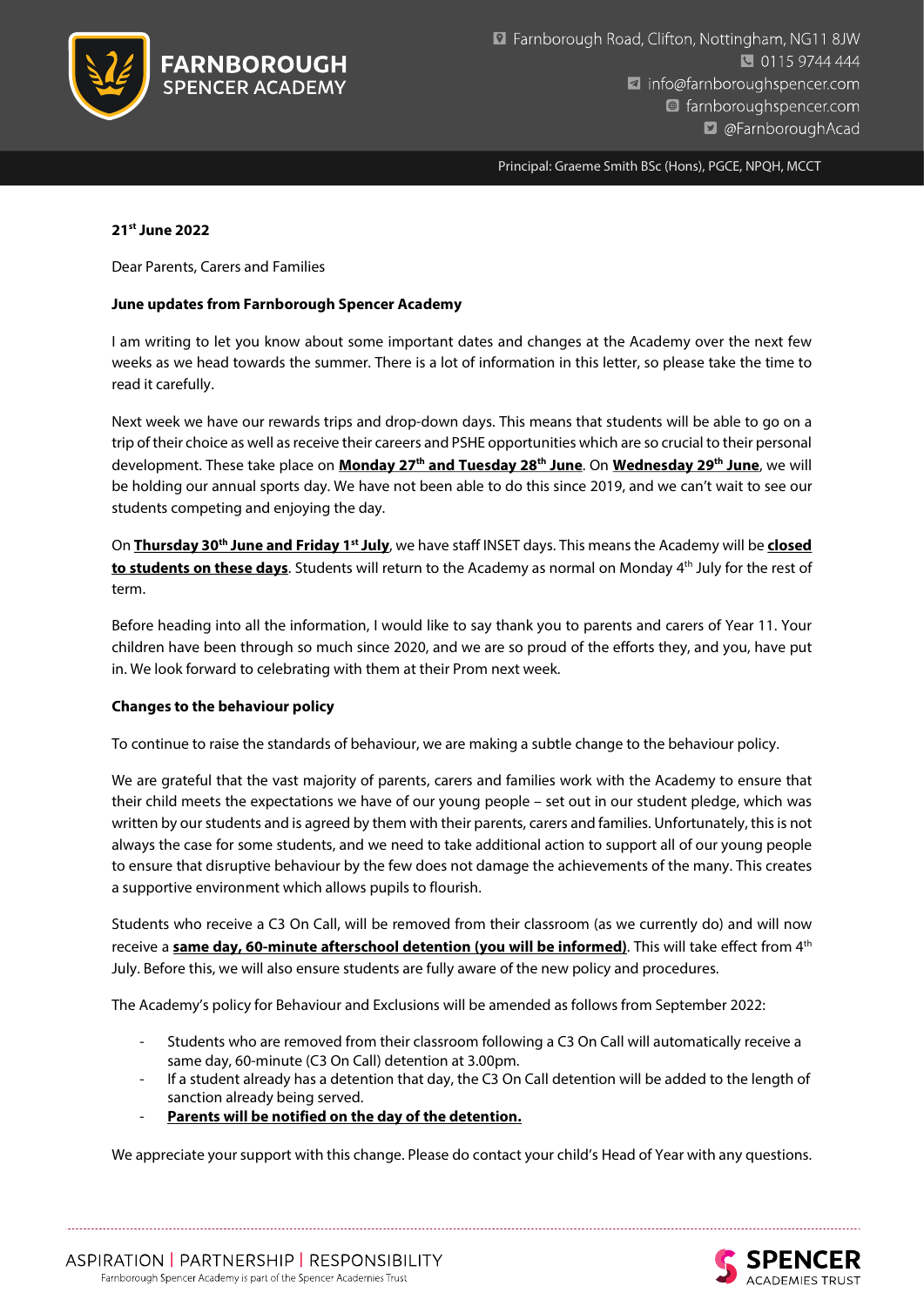**FARNBOROUGH SPENCER ACADEMY**

Farnborough Road, Clifton, Nottingham, NG11 8JW
0115 9744 444
info@farnboroughspencer.com
farnboroughspencer.com
@FarnboroughAcad

Principal: Graeme Smith BSc (Hons), PGCE, NPQH, MCCT

**21st June 2022**

Dear Parents, Carers and Families

**June updates from Farnborough Spencer Academy**

I am writing to let you know about some important dates and changes at the Academy over the next few weeks as we head towards the summer. There is a lot of information in this letter, so please take the time to read it carefully.

Next week we have our rewards trips and drop-down days. This means that students will be able to go on a trip of their choice as well as receive their careers and PSHE opportunities which are so crucial to their personal development. These take place on **Monday 27th and Tuesday 28th June**. On **Wednesday 29th June**, we will be holding our annual sports day. We have not been able to do this since 2019, and we can't wait to see our students competing and enjoying the day.

On **Thursday 30th June and Friday 1st July**, we have staff INSET days. This means the Academy will be **closed to students on these days**. Students will return to the Academy as normal on Monday 4th July for the rest of term.

Before heading into all the information, I would like to say thank you to parents and carers of Year 11. Your children have been through so much since 2020, and we are so proud of the efforts they, and you, have put in. We look forward to celebrating with them at their Prom next week.

**Changes to the behaviour policy**

To continue to raise the standards of behaviour, we are making a subtle change to the behaviour policy.

We are grateful that the vast majority of parents, carers and families work with the Academy to ensure that their child meets the expectations we have of our young people – set out in our student pledge, which was written by our students and is agreed by them with their parents, carers and families. Unfortunately, this is not always the case for some students, and we need to take additional action to support all of our young people to ensure that disruptive behaviour by the few does not damage the achievements of the many. This creates a supportive environment which allows pupils to flourish.

Students who receive a C3 On Call, will be removed from their classroom (as we currently do) and will now receive a **same day, 60-minute afterschool detention (you will be informed)**. This will take effect from 4th July. Before this, we will also ensure students are fully aware of the new policy and procedures.

The Academy's policy for Behaviour and Exclusions will be amended as follows from September 2022:

- Students who are removed from their classroom following a C3 On Call will automatically receive a same day, 60-minute (C3 On Call) detention at 3.00pm.
- If a student already has a detention that day, the C3 On Call detention will be added to the length of sanction already being served.
- **Parents will be notified on the day of the detention.**

We appreciate your support with this change. Please do contact your child's Head of Year with any questions.

ASPIRATION | PARTNERSHIP | RESPONSIBILITY
Farnborough Spencer Academy is part of the Spencer Academies Trust

SPENCER ACADEMIES TRUST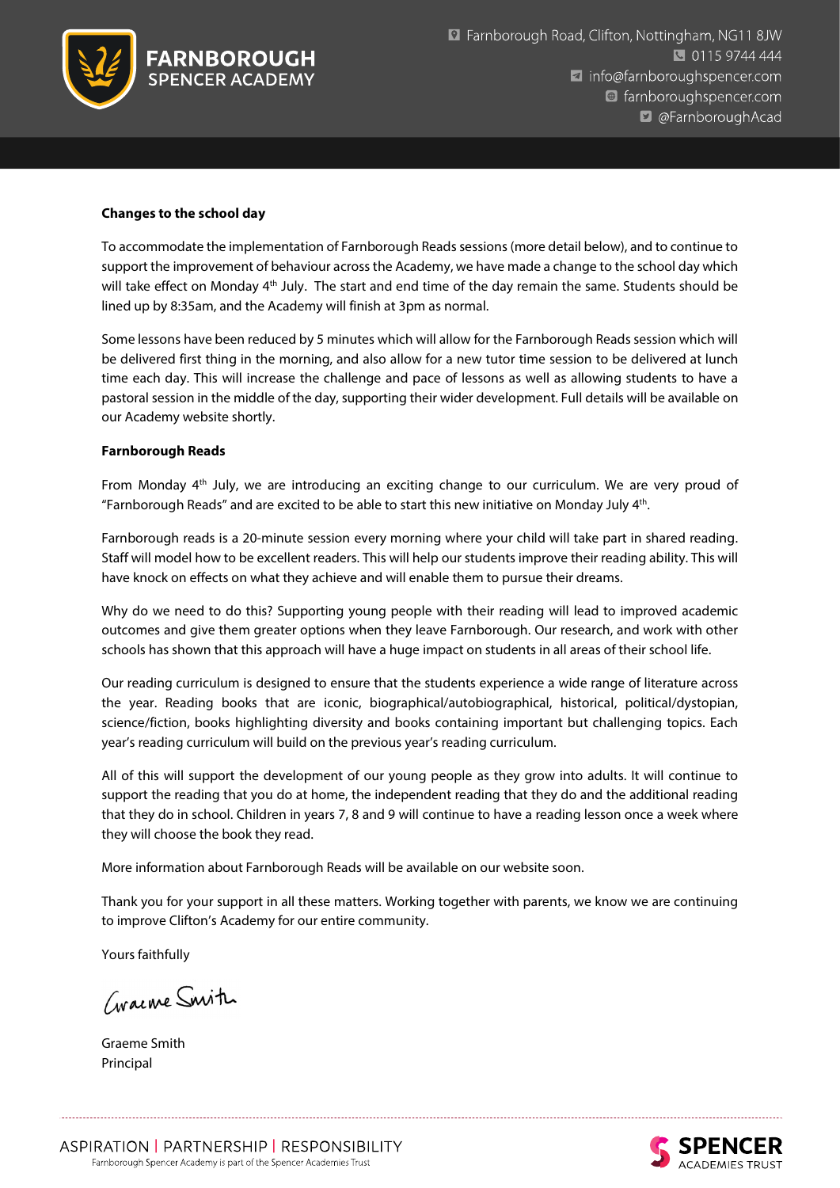**Changes to the school day**

To accommodate the implementation of Farnborough Reads sessions (more detail below), and to continue to support the improvement of behaviour across the Academy, we have made a change to the school day which will take effect on Monday 4th July. The start and end time of the day remain the same. Students should be lined up by 8:35am, and the Academy will finish at 3pm as normal.

Some lessons have been reduced by 5 minutes which will allow for the Farnborough Reads session which will be delivered first thing in the morning, and also allow for a new tutor time session to be delivered at lunch time each day. This will increase the challenge and pace of lessons as well as allowing students to have a pastoral session in the middle of the day, supporting their wider development. Full details will be available on our Academy website shortly.

**Farnborough Reads**

From Monday 4th July, we are introducing an exciting change to our curriculum. We are very proud of "Farnborough Reads" and are excited to be able to start this new initiative on Monday July 4th.

Farnborough reads is a 20-minute session every morning where your child will take part in shared reading. Staff will model how to be excellent readers. This will help our students improve their reading ability. This will have knock on effects on what they achieve and will enable them to pursue their dreams.

Why do we need to do this? Supporting young people with their reading will lead to improved academic outcomes and give them greater options when they leave Farnborough. Our research, and work with other schools has shown that this approach will have a huge impact on students in all areas of their school life.

Our reading curriculum is designed to ensure that the students experience a wide range of literature across the year. Reading books that are iconic, biographical/autobiographical, historical, political/dystopian, science/fiction, books highlighting diversity and books containing important but challenging topics. Each year's reading curriculum will build on the previous year's reading curriculum.

All of this will support the development of our young people as they grow into adults. It will continue to support the reading that you do at home, the independent reading that they do and the additional reading that they do in school. Children in years 7, 8 and 9 will continue to have a reading lesson once a week where they will choose the book they read.

More information about Farnborough Reads will be available on our website soon.

Thank you for your support in all these matters. Working together with parents, we know we are continuing to improve Clifton's Academy for our entire community.

Yours faithfully

Graeme Smith

Graeme Smith
Principal